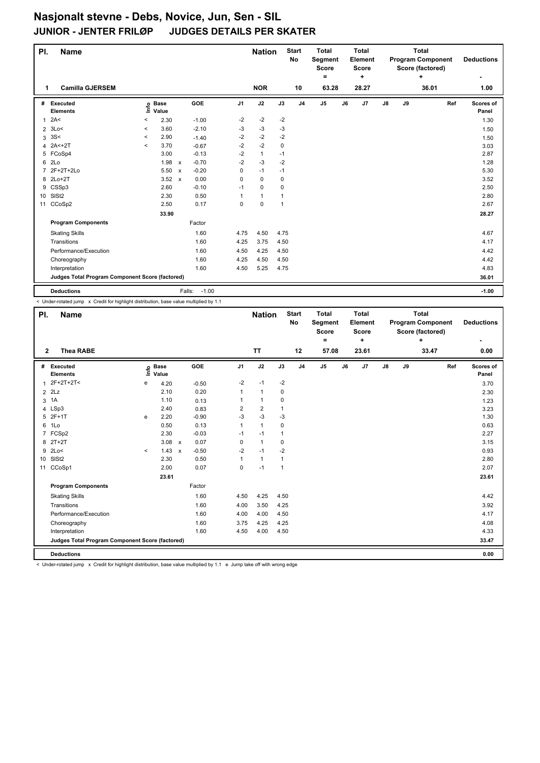# Nasjonalt stevne - Debs, Novice, Jun, Sen - SIL

## JUNIOR - JENTER FRILØP JUDGES DETAILS PER SKATER

| Pl. | Name | Nation | Start No | Total Segment Score = | Total Element Score + | Total Program Component Score (factored) + | Deductions - |
|---|---|---|---|---|---|---|---|
| 1 | Camilla GJERSEM | NOR | 10 | 63.28 | 28.27 | 36.01 | 1.00 |

| # | Executed Elements | Info | Base Value | | GOE | J1 | J2 | J3 | J4 | J5 | J6 | J7 | J8 | J9 | Ref | Scores of Panel |
|---|---|---|---|---|---|---|---|---|---|---|---|---|---|---|---|---|
| 1 | 2A< | < | 2.30 | | -1.00 | -2 | -2 | -2 | | | | | | | | 1.30 |
| 2 | 3Lo< | < | 3.60 | | -2.10 | -3 | -3 | -3 | | | | | | | | 1.50 |
| 3 | 3S< | < | 2.90 | | -1.40 | -2 | -2 | -2 | | | | | | | | 1.50 |
| 4 | 2A<+2T | < | 3.70 | | -0.67 | -2 | -2 | 0 | | | | | | | | 3.03 |
| 5 | FCoSp4 | | 3.00 | | -0.13 | -2 | 1 | -1 | | | | | | | | 2.87 |
| 6 | 2Lo | | 1.98 | x | -0.70 | -2 | -3 | -2 | | | | | | | | 1.28 |
| 7 | 2F+2T+2Lo | | 5.50 | x | -0.20 | 0 | -1 | -1 | | | | | | | | 5.30 |
| 8 | 2Lo+2T | | 3.52 | x | 0.00 | 0 | 0 | 0 | | | | | | | | 3.52 |
| 9 | CSSp3 | | 2.60 | | -0.10 | -1 | 0 | 0 | | | | | | | | 2.50 |
| 10 | SlSt2 | | 2.30 | | 0.50 | 1 | 1 | 1 | | | | | | | | 2.80 |
| 11 | CCoSp2 | | 2.50 | | 0.17 | 0 | 0 | 1 | | | | | | | | 2.67 |
| | | | 33.90 | | | | | | | | | | | | | 28.27 |
| | **Program Components** | | | | Factor | | | | | | | | | | | |
| | Skating Skills | | | | 1.60 | 4.75 | 4.50 | 4.75 | | | | | | | | 4.67 |
| | Transitions | | | | 1.60 | 4.25 | 3.75 | 4.50 | | | | | | | | 4.17 |
| | Performance/Execution | | | | 1.60 | 4.50 | 4.25 | 4.50 | | | | | | | | 4.42 |
| | Choreography | | | | 1.60 | 4.25 | 4.50 | 4.50 | | | | | | | | 4.42 |
| | Interpretation | | | | 1.60 | 4.50 | 5.25 | 4.75 | | | | | | | | 4.83 |
| | **Judges Total Program Component Score (factored)** | | | | | | | | | | | | | | | 36.01 |
| | **Deductions** | | | | Falls: -1.00 | | | | | | | | | | | -1.00 |

< Under-rotated jump x Credit for highlight distribution, base value multiplied by 1.1

| Pl. | Name | Nation | Start No | Total Segment Score = | Total Element Score + | Total Program Component Score (factored) + | Deductions - |
|---|---|---|---|---|---|---|---|
| 2 | Thea RABE | TT | 12 | 57.08 | 23.61 | 33.47 | 0.00 |

| # | Executed Elements | Info | Base Value | | GOE | J1 | J2 | J3 | J4 | J5 | J6 | J7 | J8 | J9 | Ref | Scores of Panel |
|---|---|---|---|---|---|---|---|---|---|---|---|---|---|---|---|---|
| 1 | 2F+2T+2T< | e | 4.20 | | -0.50 | -2 | -1 | -2 | | | | | | | | 3.70 |
| 2 | 2Lz | | 2.10 | | 0.20 | 1 | 1 | 0 | | | | | | | | 2.30 |
| 3 | 1A | | 1.10 | | 0.13 | 1 | 1 | 0 | | | | | | | | 1.23 |
| 4 | LSp3 | | 2.40 | | 0.83 | 2 | 2 | 1 | | | | | | | | 3.23 |
| 5 | 2F+1T | e | 2.20 | | -0.90 | -3 | -3 | -3 | | | | | | | | 1.30 |
| 6 | 1Lo | | 0.50 | | 0.13 | 1 | 1 | 0 | | | | | | | | 0.63 |
| 7 | FCSp2 | | 2.30 | | -0.03 | -1 | -1 | 1 | | | | | | | | 2.27 |
| 8 | 2T+2T | | 3.08 | x | 0.07 | 0 | 1 | 0 | | | | | | | | 3.15 |
| 9 | 2Lo< | < | 1.43 | x | -0.50 | -2 | -1 | -2 | | | | | | | | 0.93 |
| 10 | SlSt2 | | 2.30 | | 0.50 | 1 | 1 | 1 | | | | | | | | 2.80 |
| 11 | CCoSp1 | | 2.00 | | 0.07 | 0 | -1 | 1 | | | | | | | | 2.07 |
| | | | 23.61 | | | | | | | | | | | | | 23.61 |
| | **Program Components** | | | | Factor | | | | | | | | | | | |
| | Skating Skills | | | | 1.60 | 4.50 | 4.25 | 4.50 | | | | | | | | 4.42 |
| | Transitions | | | | 1.60 | 4.00 | 3.50 | 4.25 | | | | | | | | 3.92 |
| | Performance/Execution | | | | 1.60 | 4.00 | 4.00 | 4.50 | | | | | | | | 4.17 |
| | Choreography | | | | 1.60 | 3.75 | 4.25 | 4.25 | | | | | | | | 4.08 |
| | Interpretation | | | | 1.60 | 4.50 | 4.00 | 4.50 | | | | | | | | 4.33 |
| | **Judges Total Program Component Score (factored)** | | | | | | | | | | | | | | | 33.47 |
| | **Deductions** | | | | | | | | | | | | | | | 0.00 |

< Under-rotated jump x Credit for highlight distribution, base value multiplied by 1.1 e Jump take off with wrong edge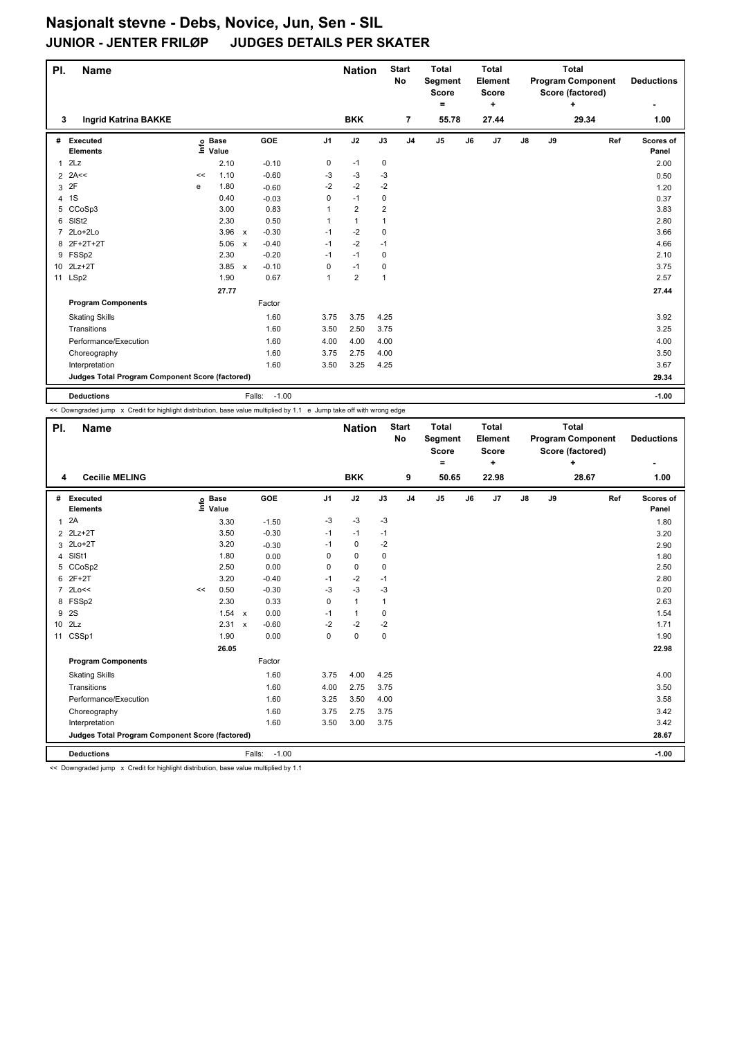# Nasjonalt stevne - Debs, Novice, Jun, Sen - SIL

## JUNIOR - JENTER FRILØP JUDGES DETAILS PER SKATER

| Pl. | Name | Nation | Start No | Total Segment Score = | Total Element Score + | Total Program Component Score (factored) + | Deductions - |
|---|---|---|---|---|---|---|---|
| 3 | Ingrid Katrina BAKKE | BKK | 7 | 55.78 | 27.44 | 29.34 | 1.00 |

| # | Executed Elements | Info | Base Value | | GOE | J1 | J2 | J3 | J4 | J5 | J6 | J7 | J8 | J9 | Ref | Scores of Panel |
|---|---|---|---|---|---|---|---|---|---|---|---|---|---|---|---|---|
| 1 | 2Lz | | 2.10 | | -0.10 | 0 | -1 | 0 | | | | | | | | 2.00 |
| 2 | 2A<< | << | 1.10 | | -0.60 | -3 | -3 | -3 | | | | | | | | 0.50 |
| 3 | 2F | e | 1.80 | | -0.60 | -2 | -2 | -2 | | | | | | | | 1.20 |
| 4 | 1S | | 0.40 | | -0.03 | 0 | -1 | 0 | | | | | | | | 0.37 |
| 5 | CCoSp3 | | 3.00 | | 0.83 | 1 | 2 | 2 | | | | | | | | 3.83 |
| 6 | SlSt2 | | 2.30 | | 0.50 | 1 | 1 | 1 | | | | | | | | 2.80 |
| 7 | 2Lo+2Lo | | 3.96 | x | -0.30 | -1 | -2 | 0 | | | | | | | | 3.66 |
| 8 | 2F+2T+2T | | 5.06 | x | -0.40 | -1 | -2 | -1 | | | | | | | | 4.66 |
| 9 | FSSp2 | | 2.30 | | -0.20 | -1 | -1 | 0 | | | | | | | | 2.10 |
| 10 | 2Lz+2T | | 3.85 | x | -0.10 | 0 | -1 | 0 | | | | | | | | 3.75 |
| 11 | LSp2 | | 1.90 | | 0.67 | 1 | 2 | 1 | | | | | | | | 2.57 |
| | | | 27.77 | | | | | | | | | | | | | 27.44 |
| | **Program Components** | | | | Factor | | | | | | | | | | | |
| | Skating Skills | | | | 1.60 | 3.75 | 3.75 | 4.25 | | | | | | | | 3.92 |
| | Transitions | | | | 1.60 | 3.50 | 2.50 | 3.75 | | | | | | | | 3.25 |
| | Performance/Execution | | | | 1.60 | 4.00 | 4.00 | 4.00 | | | | | | | | 4.00 |
| | Choreography | | | | 1.60 | 3.75 | 2.75 | 4.00 | | | | | | | | 3.50 |
| | Interpretation | | | | 1.60 | 3.50 | 3.25 | 4.25 | | | | | | | | 3.67 |
| | **Judges Total Program Component Score (factored)** | | | | | | | | | | | | | | | 29.34 |
| | **Deductions** | | | Falls: | -1.00 | | | | | | | | | | | -1.00 |

<< Downgraded jump x Credit for highlight distribution, base value multiplied by 1.1 e Jump take off with wrong edge

| Pl. | Name | Nation | Start No | Total Segment Score = | Total Element Score + | Total Program Component Score (factored) + | Deductions - |
|---|---|---|---|---|---|---|---|
| 4 | Cecilie MELING | BKK | 9 | 50.65 | 22.98 | 28.67 | 1.00 |

| # | Executed Elements | Info | Base Value | | GOE | J1 | J2 | J3 | J4 | J5 | J6 | J7 | J8 | J9 | Ref | Scores of Panel |
|---|---|---|---|---|---|---|---|---|---|---|---|---|---|---|---|---|
| 1 | 2A | | 3.30 | | -1.50 | -3 | -3 | -3 | | | | | | | | 1.80 |
| 2 | 2Lz+2T | | 3.50 | | -0.30 | -1 | -1 | -1 | | | | | | | | 3.20 |
| 3 | 2Lo+2T | | 3.20 | | -0.30 | -1 | 0 | -2 | | | | | | | | 2.90 |
| 4 | SlSt1 | | 1.80 | | 0.00 | 0 | 0 | 0 | | | | | | | | 1.80 |
| 5 | CCoSp2 | | 2.50 | | 0.00 | 0 | 0 | 0 | | | | | | | | 2.50 |
| 6 | 2F+2T | | 3.20 | | -0.40 | -1 | -2 | -1 | | | | | | | | 2.80 |
| 7 | 2Lo<< | << | 0.50 | | -0.30 | -3 | -3 | -3 | | | | | | | | 0.20 |
| 8 | FSSp2 | | 2.30 | | 0.33 | 0 | 1 | 1 | | | | | | | | 2.63 |
| 9 | 2S | | 1.54 | x | 0.00 | -1 | 1 | 0 | | | | | | | | 1.54 |
| 10 | 2Lz | | 2.31 | x | -0.60 | -2 | -2 | -2 | | | | | | | | 1.71 |
| 11 | CSSp1 | | 1.90 | | 0.00 | 0 | 0 | 0 | | | | | | | | 1.90 |
| | | | 26.05 | | | | | | | | | | | | | 22.98 |
| | **Program Components** | | | | Factor | | | | | | | | | | | |
| | Skating Skills | | | | 1.60 | 3.75 | 4.00 | 4.25 | | | | | | | | 4.00 |
| | Transitions | | | | 1.60 | 4.00 | 2.75 | 3.75 | | | | | | | | 3.50 |
| | Performance/Execution | | | | 1.60 | 3.25 | 3.50 | 4.00 | | | | | | | | 3.58 |
| | Choreography | | | | 1.60 | 3.75 | 2.75 | 3.75 | | | | | | | | 3.42 |
| | Interpretation | | | | 1.60 | 3.50 | 3.00 | 3.75 | | | | | | | | 3.42 |
| | **Judges Total Program Component Score (factored)** | | | | | | | | | | | | | | | 28.67 |
| | **Deductions** | | | Falls: | -1.00 | | | | | | | | | | | -1.00 |

<< Downgraded jump x Credit for highlight distribution, base value multiplied by 1.1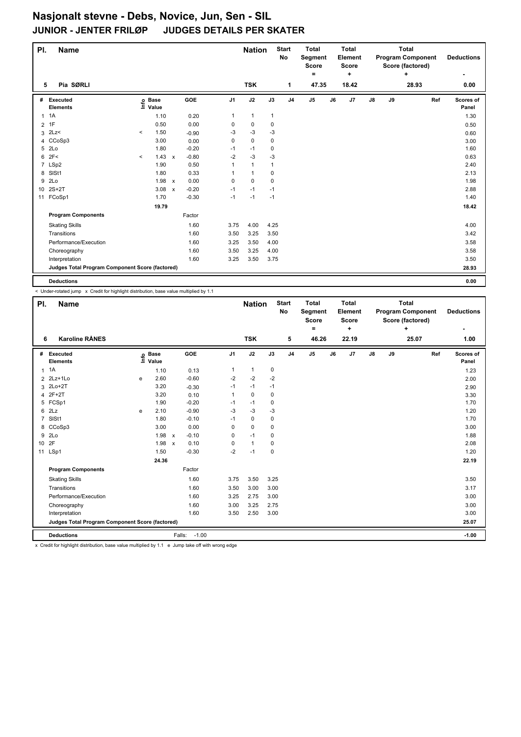# Nasjonalt stevne - Debs, Novice, Jun, Sen - SIL

## JUNIOR - JENTER FRILØP JUDGES DETAILS PER SKATER

| Pl. | Name | Nation | Start No | Total Segment Score = | Total Element Score + | Total Program Component Score (factored) + | Deductions - |
|---|---|---|---|---|---|---|---|
| 5 | Pia SØRLI | TSK | 1 | 47.35 | 18.42 | 28.93 | 0.00 |

| # | Executed Elements | Info | Base Value | | GOE | J1 | J2 | J3 | J4 | J5 | J6 | J7 | J8 | J9 | Ref | Scores of Panel |
|---|---|---|---|---|---|---|---|---|---|---|---|---|---|---|---|---|
| 1 | 1A | | 1.10 | | 0.20 | 1 | 1 | 1 | | | | | | | | 1.30 |
| 2 | 1F | | 0.50 | | 0.00 | 0 | 0 | 0 | | | | | | | | 0.50 |
| 3 | 2Lz< | < | 1.50 | | -0.90 | -3 | -3 | -3 | | | | | | | | 0.60 |
| 4 | CCoSp3 | | 3.00 | | 0.00 | 0 | 0 | 0 | | | | | | | | 3.00 |
| 5 | 2Lo | | 1.80 | | -0.20 | -1 | -1 | 0 | | | | | | | | 1.60 |
| 6 | 2F< | < | 1.43 | x | -0.80 | -2 | -3 | -3 | | | | | | | | 0.63 |
| 7 | LSp2 | | 1.90 | | 0.50 | 1 | 1 | 1 | | | | | | | | 2.40 |
| 8 | SlSt1 | | 1.80 | | 0.33 | 1 | 1 | 0 | | | | | | | | 2.13 |
| 9 | 2Lo | | 1.98 | x | 0.00 | 0 | 0 | 0 | | | | | | | | 1.98 |
| 10 | 2S+2T | | 3.08 | x | -0.20 | -1 | -1 | -1 | | | | | | | | 2.88 |
| 11 | FCoSp1 | | 1.70 | | -0.30 | -1 | -1 | -1 | | | | | | | | 1.40 |
| | | | 19.79 | | | | | | | | | | | | | 18.42 |
| | **Program Components** | | | | Factor | | | | | | | | | | | |
| | Skating Skills | | | | 1.60 | 3.75 | 4.00 | 4.25 | | | | | | | | 4.00 |
| | Transitions | | | | 1.60 | 3.50 | 3.25 | 3.50 | | | | | | | | 3.42 |
| | Performance/Execution | | | | 1.60 | 3.25 | 3.50 | 4.00 | | | | | | | | 3.58 |
| | Choreography | | | | 1.60 | 3.50 | 3.25 | 4.00 | | | | | | | | 3.58 |
| | Interpretation | | | | 1.60 | 3.25 | 3.50 | 3.75 | | | | | | | | 3.50 |
| | **Judges Total Program Component Score (factored)** | | | | | | | | | | | | | | | 28.93 |
| | **Deductions** | | | | | | | | | | | | | | | 0.00 |

< Under-rotated jump x Credit for highlight distribution, base value multiplied by 1.1

| Pl. | Name | Nation | Start No | Total Segment Score = | Total Element Score + | Total Program Component Score (factored) + | Deductions - |
|---|---|---|---|---|---|---|---|
| 6 | Karoline RÅNES | TSK | 5 | 46.26 | 22.19 | 25.07 | 1.00 |

| # | Executed Elements | Info | Base Value | | GOE | J1 | J2 | J3 | J4 | J5 | J6 | J7 | J8 | J9 | Ref | Scores of Panel |
|---|---|---|---|---|---|---|---|---|---|---|---|---|---|---|---|---|
| 1 | 1A | | 1.10 | | 0.13 | 1 | 1 | 0 | | | | | | | | 1.23 |
| 2 | 2Lz+1Lo | e | 2.60 | | -0.60 | -2 | -2 | -2 | | | | | | | | 2.00 |
| 3 | 2Lo+2T | | 3.20 | | -0.30 | -1 | -1 | -1 | | | | | | | | 2.90 |
| 4 | 2F+2T | | 3.20 | | 0.10 | 1 | 0 | 0 | | | | | | | | 3.30 |
| 5 | FCSp1 | | 1.90 | | -0.20 | -1 | -1 | 0 | | | | | | | | 1.70 |
| 6 | 2Lz | e | 2.10 | | -0.90 | -3 | -3 | -3 | | | | | | | | 1.20 |
| 7 | SlSt1 | | 1.80 | | -0.10 | -1 | 0 | 0 | | | | | | | | 1.70 |
| 8 | CCoSp3 | | 3.00 | | 0.00 | 0 | 0 | 0 | | | | | | | | 3.00 |
| 9 | 2Lo | | 1.98 | x | -0.10 | 0 | -1 | 0 | | | | | | | | 1.88 |
| 10 | 2F | | 1.98 | x | 0.10 | 0 | 1 | 0 | | | | | | | | 2.08 |
| 11 | LSp1 | | 1.50 | | -0.30 | -2 | -1 | 0 | | | | | | | | 1.20 |
| | | | 24.36 | | | | | | | | | | | | | 22.19 |
| | **Program Components** | | | | Factor | | | | | | | | | | | |
| | Skating Skills | | | | 1.60 | 3.75 | 3.50 | 3.25 | | | | | | | | 3.50 |
| | Transitions | | | | 1.60 | 3.50 | 3.00 | 3.00 | | | | | | | | 3.17 |
| | Performance/Execution | | | | 1.60 | 3.25 | 2.75 | 3.00 | | | | | | | | 3.00 |
| | Choreography | | | | 1.60 | 3.00 | 3.25 | 2.75 | | | | | | | | 3.00 |
| | Interpretation | | | | 1.60 | 3.50 | 2.50 | 3.00 | | | | | | | | 3.00 |
| | **Judges Total Program Component Score (factored)** | | | | | | | | | | | | | | | 25.07 |
| | **Deductions** | | | Falls: | -1.00 | | | | | | | | | | | -1.00 |

x Credit for highlight distribution, base value multiplied by 1.1 e Jump take off with wrong edge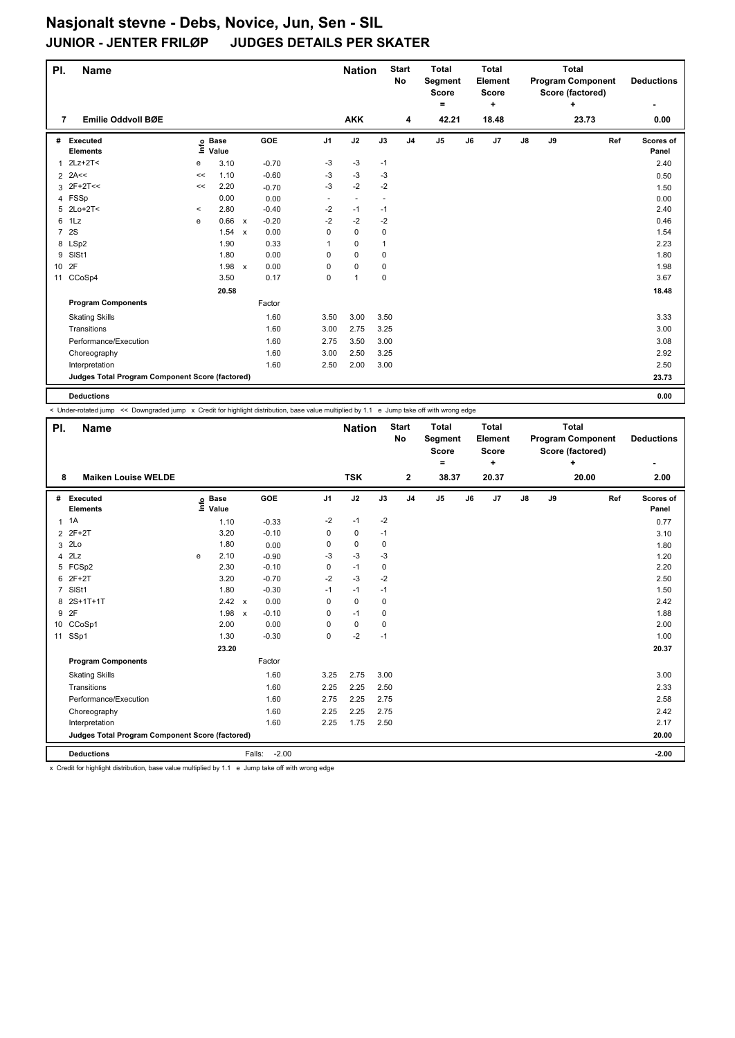# Nasjonalt stevne - Debs, Novice, Jun, Sen - SIL

## JUNIOR - JENTER FRILØP JUDGES DETAILS PER SKATER

| Pl. | Name | | | | | Nation | | Start No | Total Segment Score = | Total Element Score + | Total Program Component Score (factored) + | Deductions - |
|---|---|---|---|---|---|---|---|---|---|---|---|---|
| 7 | Emilie Oddvoll BØE | | | | | AKK | | 4 | 42.21 | 18.48 | 23.73 | 0.00 |

| # | Executed Elements | Info | Base Value | | GOE | J1 | J2 | J3 | J4 | J5 | J6 | J7 | J8 | J9 | Ref | Scores of Panel |
|---|---|---|---|---|---|---|---|---|---|---|---|---|---|---|---|---|
| 1 | 2Lz+2T< | e | 3.10 | | -0.70 | -3 | -3 | -1 | | | | | | | | 2.40 |
| 2 | 2A<< | << | 1.10 | | -0.60 | -3 | -3 | -3 | | | | | | | | 0.50 |
| 3 | 2F+2T<< | << | 2.20 | | -0.70 | -3 | -2 | -2 | | | | | | | | 1.50 |
| 4 | FSSp | | 0.00 | | 0.00 | - | - | - | | | | | | | | 0.00 |
| 5 | 2Lo+2T< | < | 2.80 | | -0.40 | -2 | -1 | -1 | | | | | | | | 2.40 |
| 6 | 1Lz | e | 0.66 | x | -0.20 | -2 | -2 | -2 | | | | | | | | 0.46 |
| 7 | 2S | | 1.54 | x | 0.00 | 0 | 0 | 0 | | | | | | | | 1.54 |
| 8 | LSp2 | | 1.90 | | 0.33 | 1 | 0 | 1 | | | | | | | | 2.23 |
| 9 | SlSt1 | | 1.80 | | 0.00 | 0 | 0 | 0 | | | | | | | | 1.80 |
| 10 | 2F | | 1.98 | x | 0.00 | 0 | 0 | 0 | | | | | | | | 1.98 |
| 11 | CCoSp4 | | 3.50 | | 0.17 | 0 | 1 | 0 | | | | | | | | 3.67 |
| | | | 20.58 | | | | | | | | | | | | | 18.48 |
| | **Program Components** | | | | Factor | | | | | | | | | | | |
| | Skating Skills | | | | 1.60 | 3.50 | 3.00 | 3.50 | | | | | | | | 3.33 |
| | Transitions | | | | 1.60 | 3.00 | 2.75 | 3.25 | | | | | | | | 3.00 |
| | Performance/Execution | | | | 1.60 | 2.75 | 3.50 | 3.00 | | | | | | | | 3.08 |
| | Choreography | | | | 1.60 | 3.00 | 2.50 | 3.25 | | | | | | | | 2.92 |
| | Interpretation | | | | 1.60 | 2.50 | 2.00 | 3.00 | | | | | | | | 2.50 |
| | **Judges Total Program Component Score (factored)** | | | | | | | | | | | | | | | 23.73 |
| | **Deductions** | | | | | | | | | | | | | | | 0.00 |

< Under-rotated jump << Downgraded jump x Credit for highlight distribution, base value multiplied by 1.1 e Jump take off with wrong edge

| Pl. | Name | | | | | Nation | | Start No | Total Segment Score = | Total Element Score + | Total Program Component Score (factored) + | Deductions - |
|---|---|---|---|---|---|---|---|---|---|---|---|---|
| 8 | Maiken Louise WELDE | | | | | TSK | | 2 | 38.37 | 20.37 | 20.00 | 2.00 |

| # | Executed Elements | Info | Base Value | | GOE | J1 | J2 | J3 | J4 | J5 | J6 | J7 | J8 | J9 | Ref | Scores of Panel |
|---|---|---|---|---|---|---|---|---|---|---|---|---|---|---|---|---|
| 1 | 1A | | 1.10 | | -0.33 | -2 | -1 | -2 | | | | | | | | 0.77 |
| 2 | 2F+2T | | 3.20 | | -0.10 | 0 | 0 | -1 | | | | | | | | 3.10 |
| 3 | 2Lo | | 1.80 | | 0.00 | 0 | 0 | 0 | | | | | | | | 1.80 |
| 4 | 2Lz | e | 2.10 | | -0.90 | -3 | -3 | -3 | | | | | | | | 1.20 |
| 5 | FCSp2 | | 2.30 | | -0.10 | 0 | -1 | 0 | | | | | | | | 2.20 |
| 6 | 2F+2T | | 3.20 | | -0.70 | -2 | -3 | -2 | | | | | | | | 2.50 |
| 7 | SlSt1 | | 1.80 | | -0.30 | -1 | -1 | -1 | | | | | | | | 1.50 |
| 8 | 2S+1T+1T | | 2.42 | x | 0.00 | 0 | 0 | 0 | | | | | | | | 2.42 |
| 9 | 2F | | 1.98 | x | -0.10 | 0 | -1 | 0 | | | | | | | | 1.88 |
| 10 | CCoSp1 | | 2.00 | | 0.00 | 0 | 0 | 0 | | | | | | | | 2.00 |
| 11 | SSp1 | | 1.30 | | -0.30 | 0 | -2 | -1 | | | | | | | | 1.00 |
| | | | 23.20 | | | | | | | | | | | | | 20.37 |
| | **Program Components** | | | | Factor | | | | | | | | | | | |
| | Skating Skills | | | | 1.60 | 3.25 | 2.75 | 3.00 | | | | | | | | 3.00 |
| | Transitions | | | | 1.60 | 2.25 | 2.25 | 2.50 | | | | | | | | 2.33 |
| | Performance/Execution | | | | 1.60 | 2.75 | 2.25 | 2.75 | | | | | | | | 2.58 |
| | Choreography | | | | 1.60 | 2.25 | 2.25 | 2.75 | | | | | | | | 2.42 |
| | Interpretation | | | | 1.60 | 2.25 | 1.75 | 2.50 | | | | | | | | 2.17 |
| | **Judges Total Program Component Score (factored)** | | | | | | | | | | | | | | | 20.00 |
| | **Deductions** | | | | Falls: -2.00 | | | | | | | | | | | -2.00 |

x Credit for highlight distribution, base value multiplied by 1.1 e Jump take off with wrong edge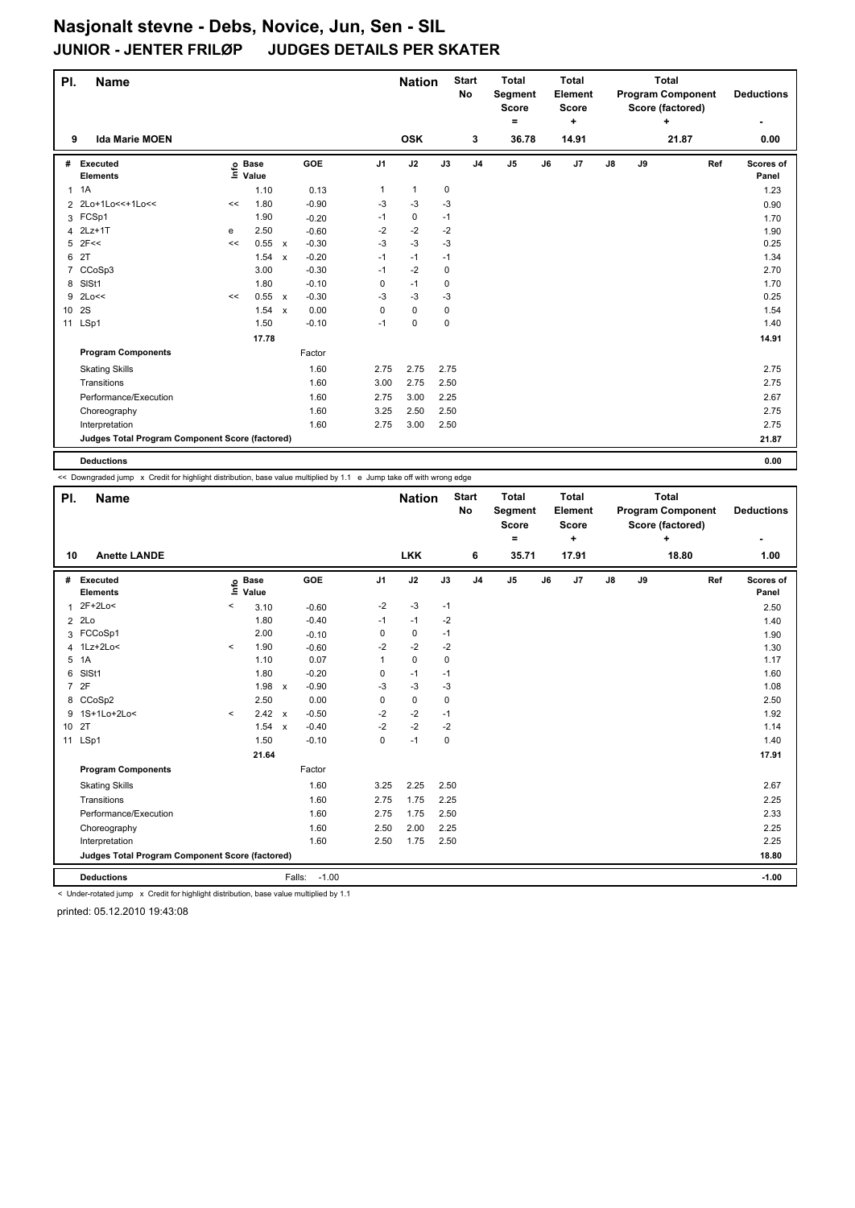# Nasjonalt stevne - Debs, Novice, Jun, Sen - SIL

## JUNIOR - JENTER FRILØP JUDGES DETAILS PER SKATER

| Pl. | Name | Nation | Start No | Total Segment Score = | Total Element Score + | Total Program Component Score (factored) + | Deductions - |
|---|---|---|---|---|---|---|---|
| 9 | Ida Marie MOEN | OSK | 3 | 36.78 | 14.91 | 21.87 | 0.00 |

| # | Executed Elements | Info | Base Value | | GOE | J1 | J2 | J3 | J4 | J5 | J6 | J7 | J8 | J9 | Ref | Scores of Panel |
|---|---|---|---|---|---|---|---|---|---|---|---|---|---|---|---|---|
| 1 | 1A | | 1.10 | | 0.13 | 1 | 1 | 0 | | | | | | | | 1.23 |
| 2 | 2Lo+1Lo<<+1Lo<< | << | 1.80 | | -0.90 | -3 | -3 | -3 | | | | | | | | 0.90 |
| 3 | FCSp1 | | 1.90 | | -0.20 | -1 | 0 | -1 | | | | | | | | 1.70 |
| 4 | 2Lz+1T | e | 2.50 | | -0.60 | -2 | -2 | -2 | | | | | | | | 1.90 |
| 5 | 2F<< | << | 0.55 | x | -0.30 | -3 | -3 | -3 | | | | | | | | 0.25 |
| 6 | 2T | | 1.54 | x | -0.20 | -1 | -1 | -1 | | | | | | | | 1.34 |
| 7 | CCoSp3 | | 3.00 | | -0.30 | -1 | -2 | 0 | | | | | | | | 2.70 |
| 8 | SlSt1 | | 1.80 | | -0.10 | 0 | -1 | 0 | | | | | | | | 1.70 |
| 9 | 2Lo<< | << | 0.55 | x | -0.30 | -3 | -3 | -3 | | | | | | | | 0.25 |
| 10 | 2S | | 1.54 | x | 0.00 | 0 | 0 | 0 | | | | | | | | 1.54 |
| 11 | LSp1 | | 1.50 | | -0.10 | -1 | 0 | 0 | | | | | | | | 1.40 |
| | | | 17.78 | | | | | | | | | | | | | 14.91 |
| | **Program Components** | | | | Factor | | | | | | | | | | | |
| | Skating Skills | | | | 1.60 | 2.75 | 2.75 | 2.75 | | | | | | | | 2.75 |
| | Transitions | | | | 1.60 | 3.00 | 2.75 | 2.50 | | | | | | | | 2.75 |
| | Performance/Execution | | | | 1.60 | 2.75 | 3.00 | 2.25 | | | | | | | | 2.67 |
| | Choreography | | | | 1.60 | 3.25 | 2.50 | 2.50 | | | | | | | | 2.75 |
| | Interpretation | | | | 1.60 | 2.75 | 3.00 | 2.50 | | | | | | | | 2.75 |
| | **Judges Total Program Component Score (factored)** | | | | | | | | | | | | | | | 21.87 |
| | **Deductions** | | | | | | | | | | | | | | | 0.00 |

<< Downgraded jump x Credit for highlight distribution, base value multiplied by 1.1 e Jump take off with wrong edge

| Pl. | Name | Nation | Start No | Total Segment Score = | Total Element Score + | Total Program Component Score (factored) + | Deductions - |
|---|---|---|---|---|---|---|---|
| 10 | Anette LANDE | LKK | 6 | 35.71 | 17.91 | 18.80 | 1.00 |

| # | Executed Elements | Info | Base Value | | GOE | J1 | J2 | J3 | J4 | J5 | J6 | J7 | J8 | J9 | Ref | Scores of Panel |
|---|---|---|---|---|---|---|---|---|---|---|---|---|---|---|---|---|
| 1 | 2F+2Lo< | < | 3.10 | | -0.60 | -2 | -3 | -1 | | | | | | | | 2.50 |
| 2 | 2Lo | | 1.80 | | -0.40 | -1 | -1 | -2 | | | | | | | | 1.40 |
| 3 | FCCoSp1 | | 2.00 | | -0.10 | 0 | 0 | -1 | | | | | | | | 1.90 |
| 4 | 1Lz+2Lo< | < | 1.90 | | -0.60 | -2 | -2 | -2 | | | | | | | | 1.30 |
| 5 | 1A | | 1.10 | | 0.07 | 1 | 0 | 0 | | | | | | | | 1.17 |
| 6 | SlSt1 | | 1.80 | | -0.20 | 0 | -1 | -1 | | | | | | | | 1.60 |
| 7 | 2F | | 1.98 | x | -0.90 | -3 | -3 | -3 | | | | | | | | 1.08 |
| 8 | CCoSp2 | | 2.50 | | 0.00 | 0 | 0 | 0 | | | | | | | | 2.50 |
| 9 | 1S+1Lo+2Lo< | < | 2.42 | x | -0.50 | -2 | -2 | -1 | | | | | | | | 1.92 |
| 10 | 2T | | 1.54 | x | -0.40 | -2 | -2 | -2 | | | | | | | | 1.14 |
| 11 | LSp1 | | 1.50 | | -0.10 | 0 | -1 | 0 | | | | | | | | 1.40 |
| | | | 21.64 | | | | | | | | | | | | | 17.91 |
| | **Program Components** | | | | Factor | | | | | | | | | | | |
| | Skating Skills | | | | 1.60 | 3.25 | 2.25 | 2.50 | | | | | | | | 2.67 |
| | Transitions | | | | 1.60 | 2.75 | 1.75 | 2.25 | | | | | | | | 2.25 |
| | Performance/Execution | | | | 1.60 | 2.75 | 1.75 | 2.50 | | | | | | | | 2.33 |
| | Choreography | | | | 1.60 | 2.50 | 2.00 | 2.25 | | | | | | | | 2.25 |
| | Interpretation | | | | 1.60 | 2.50 | 1.75 | 2.50 | | | | | | | | 2.25 |
| | **Judges Total Program Component Score (factored)** | | | | | | | | | | | | | | | 18.80 |
| | **Deductions** | | | Falls: | -1.00 | | | | | | | | | | | -1.00 |

< Under-rotated jump x Credit for highlight distribution, base value multiplied by 1.1

printed: 05.12.2010 19:43:08